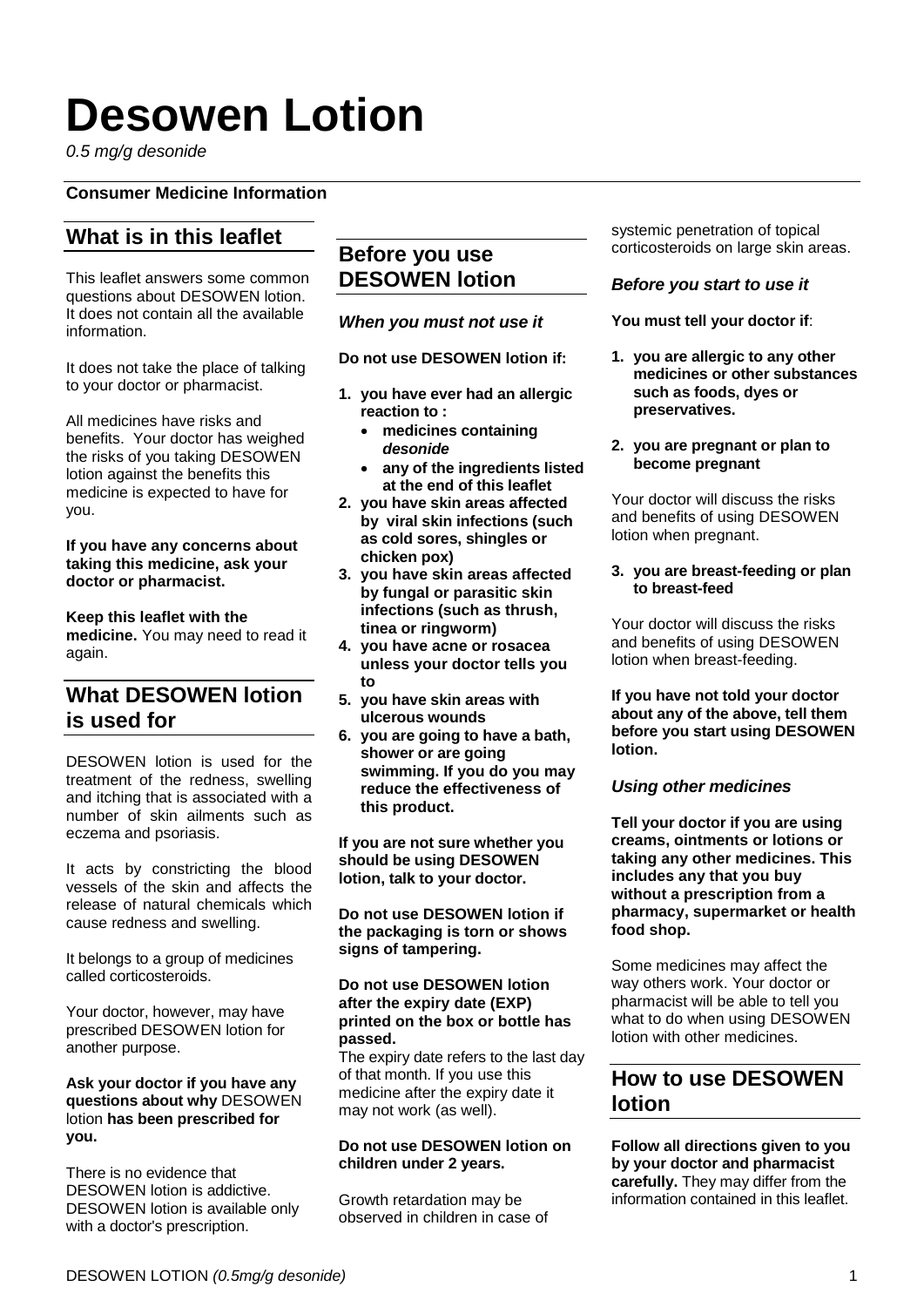# Desowen Lotion

*0.5 mg/g desonide*

**Consumer Medicine Information**

## What is in this leaflet

This leaflet answers some common questions about DESOWEN lotion. It does not contain all the available information.

It does not take the place of talking to your doctor or pharmacist.

All medicines have risks and benefits. Your doctor has weighed the risks of you taking DESOWEN lotion against the benefits this medicine is expected to have for you.

**If you have any concerns about taking this medicine, ask your doctor or pharmacist.**

**Keep this leaflet with the medicine.** You may need to read it again.

## What DESOWEN lotion is used for

DESOWEN lotion is used for the treatment of the redness, swelling and itching that is associated with a number of skin ailments such as eczema and psoriasis.

It acts by constricting the blood vessels of the skin and affects the release of natural chemicals which cause redness and swelling.

It belongs to a group of medicines called corticosteroids.

Your doctor, however, may have prescribed DESOWEN lotion for another purpose.

**Ask your doctor if you have any questions about why** DESOWEN lotion **has been prescribed for you.**

There is no evidence that DESOWEN lotion is addictive. DESOWEN lotion is available only with a doctor's prescription.

## Before you use DESOWEN lotion

### *When you must not use it*

**Do not use DESOWEN lotion if:**

1. **you have ever had an allergic reaction to :**
   - **medicines containing *desonide***
   - **any of the ingredients listed at the end of this leaflet**
2. **you have skin areas affected by viral skin infections (such as cold sores, shingles or chicken pox)**
3. **you have skin areas affected by fungal or parasitic skin infections (such as thrush, tinea or ringworm)**
4. **you have acne or rosacea unless your doctor tells you to**
5. **you have skin areas with ulcerous wounds**
6. **you are going to have a bath, shower or are going swimming. If you do you may reduce the effectiveness of this product.**

**If you are not sure whether you should be using DESOWEN lotion, talk to your doctor.**

**Do not use DESOWEN lotion if the packaging is torn or shows signs of tampering.**

**Do not use DESOWEN lotion after the expiry date (EXP) printed on the box or bottle has passed.**
The expiry date refers to the last day of that month. If you use this medicine after the expiry date it may not work (as well).

**Do not use DESOWEN lotion on children under 2 years.**

Growth retardation may be observed in children in case of systemic penetration of topical corticosteroids on large skin areas.

### *Before you start to use it*

**You must tell your doctor if**:

1. **you are allergic to any other medicines or other substances such as foods, dyes or preservatives.**
2. **you are pregnant or plan to become pregnant**

Your doctor will discuss the risks and benefits of using DESOWEN lotion when pregnant.

3. **you are breast-feeding or plan to breast-feed**

Your doctor will discuss the risks and benefits of using DESOWEN lotion when breast-feeding.

**If you have not told your doctor about any of the above, tell them before you start using DESOWEN lotion.**

### *Using other medicines*

**Tell your doctor if you are using creams, ointments or lotions or taking any other medicines. This includes any that you buy without a prescription from a pharmacy, supermarket or health food shop.**

Some medicines may affect the way others work. Your doctor or pharmacist will be able to tell you what to do when using DESOWEN lotion with other medicines.

## How to use DESOWEN lotion

**Follow all directions given to you by your doctor and pharmacist carefully.** They may differ from the information contained in this leaflet.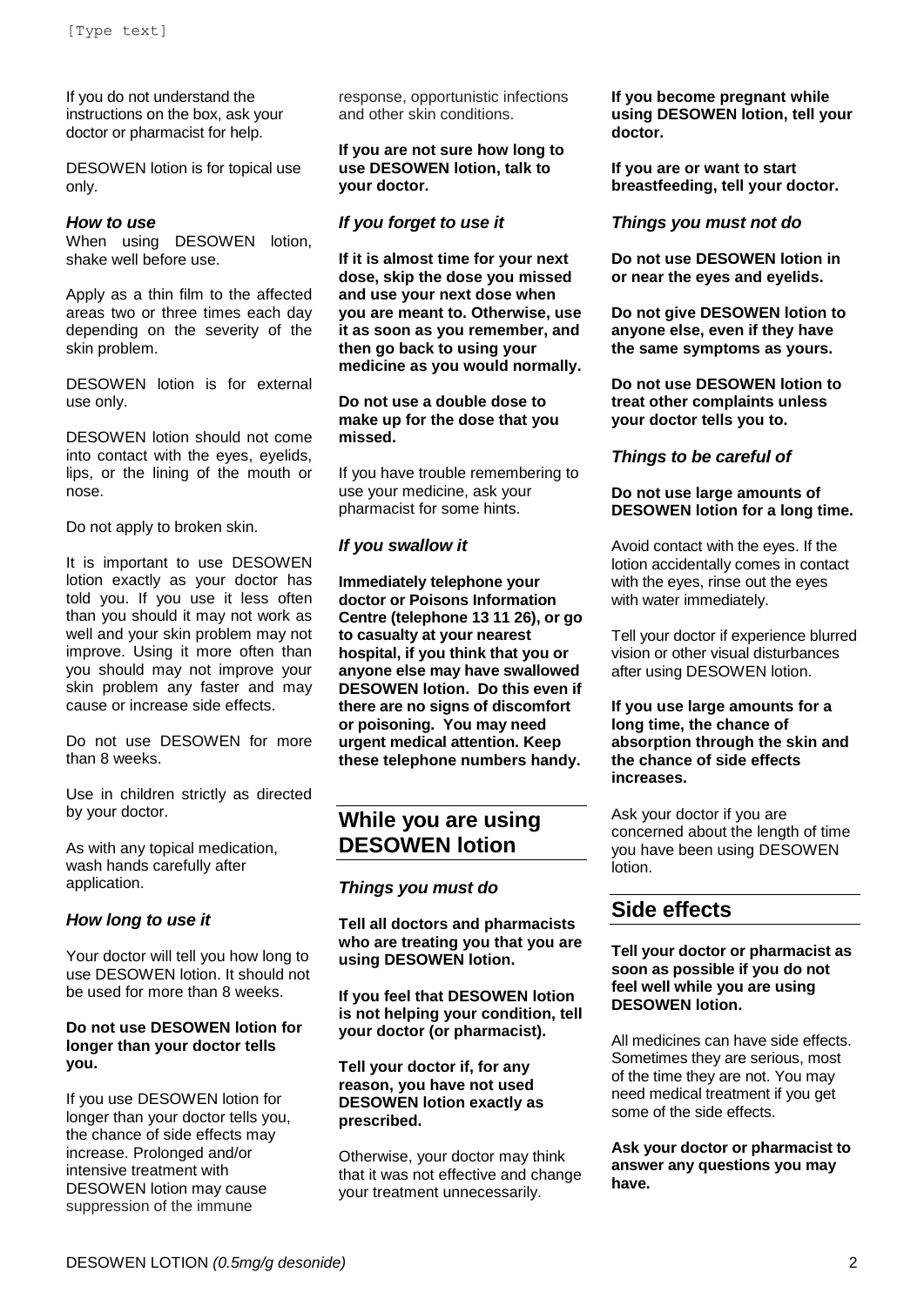If you do not understand the instructions on the box, ask your doctor or pharmacist for help.

DESOWEN lotion is for topical use only.

### *How to use*

When using DESOWEN lotion, shake well before use.

Apply as a thin film to the affected areas two or three times each day depending on the severity of the skin problem.

DESOWEN lotion is for external use only.

DESOWEN lotion should not come into contact with the eyes, eyelids, lips, or the lining of the mouth or nose.

Do not apply to broken skin.

It is important to use DESOWEN lotion exactly as your doctor has told you. If you use it less often than you should it may not work as well and your skin problem may not improve. Using it more often than you should may not improve your skin problem any faster and may cause or increase side effects.

Do not use DESOWEN for more than 8 weeks.

Use in children strictly as directed by your doctor.

As with any topical medication, wash hands carefully after application.

### *How long to use it*

Your doctor will tell you how long to use DESOWEN lotion. It should not be used for more than 8 weeks.

**Do not use DESOWEN lotion for longer than your doctor tells you.**

If you use DESOWEN lotion for longer than your doctor tells you, the chance of side effects may increase. Prolonged and/or intensive treatment with DESOWEN lotion may cause suppression of the immune response, opportunistic infections and other skin conditions.

**If you are not sure how long to use DESOWEN lotion, talk to your doctor.**

### *If you forget to use it*

**If it is almost time for your next dose, skip the dose you missed and use your next dose when you are meant to. Otherwise, use it as soon as you remember, and then go back to using your medicine as you would normally.**

**Do not use a double dose to make up for the dose that you missed.**

If you have trouble remembering to use your medicine, ask your pharmacist for some hints.

### *If you swallow it*

**Immediately telephone your doctor or Poisons Information Centre (telephone 13 11 26), or go to casualty at your nearest hospital, if you think that you or anyone else may have swallowed DESOWEN lotion. Do this even if there are no signs of discomfort or poisoning. You may need urgent medical attention. Keep these telephone numbers handy.**

## While you are using DESOWEN lotion

### *Things you must do*

**Tell all doctors and pharmacists who are treating you that you are using DESOWEN lotion.**

**If you feel that DESOWEN lotion is not helping your condition, tell your doctor (or pharmacist).**

**Tell your doctor if, for any reason, you have not used DESOWEN lotion exactly as prescribed.**

Otherwise, your doctor may think that it was not effective and change your treatment unnecessarily.

**If you become pregnant while using DESOWEN lotion, tell your doctor.**

**If you are or want to start breastfeeding, tell your doctor.**

### *Things you must not do*

**Do not use DESOWEN lotion in or near the eyes and eyelids.**

**Do not give DESOWEN lotion to anyone else, even if they have the same symptoms as yours.**

**Do not use DESOWEN lotion to treat other complaints unless your doctor tells you to.**

### *Things to be careful of*

**Do not use large amounts of DESOWEN lotion for a long time.**

Avoid contact with the eyes. If the lotion accidentally comes in contact with the eyes, rinse out the eyes with water immediately.

Tell your doctor if experience blurred vision or other visual disturbances after using DESOWEN lotion.

**If you use large amounts for a long time, the chance of absorption through the skin and the chance of side effects increases.**

Ask your doctor if you are concerned about the length of time you have been using DESOWEN lotion.

## Side effects

**Tell your doctor or pharmacist as soon as possible if you do not feel well while you are using DESOWEN lotion.**

All medicines can have side effects. Sometimes they are serious, most of the time they are not. You may need medical treatment if you get some of the side effects.

**Ask your doctor or pharmacist to answer any questions you may have.**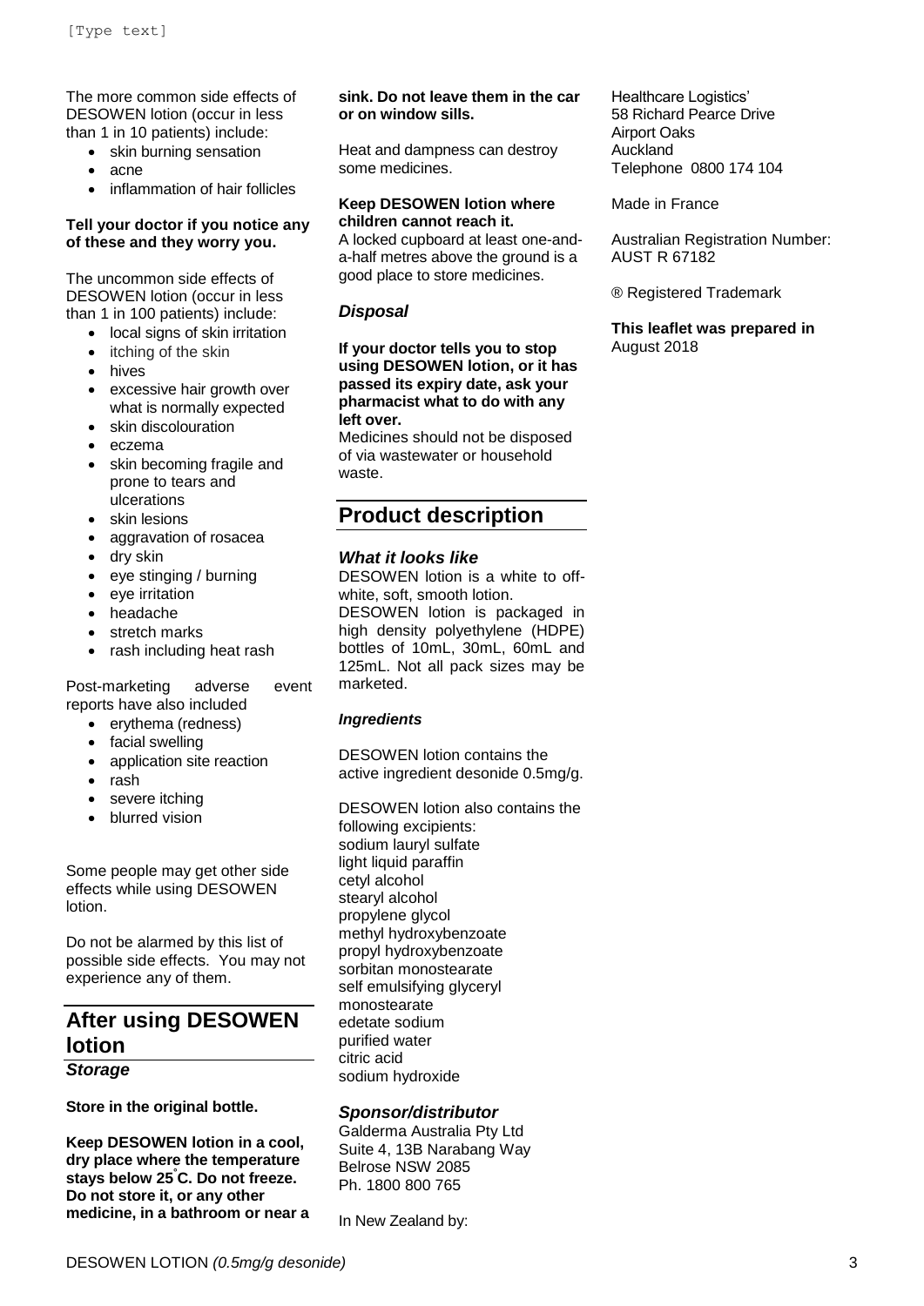The more common side effects of DESOWEN lotion (occur in less than 1 in 10 patients) include:

- skin burning sensation
- acne
- inflammation of hair follicles

**Tell your doctor if you notice any of these and they worry you.**

The uncommon side effects of DESOWEN lotion (occur in less than 1 in 100 patients) include:

- local signs of skin irritation
- itching of the skin
- hives
- excessive hair growth over what is normally expected
- skin discolouration
- eczema
- skin becoming fragile and prone to tears and ulcerations
- skin lesions
- aggravation of rosacea
- dry skin
- eye stinging / burning
- eye irritation
- headache
- stretch marks
- rash including heat rash

Post-marketing adverse event reports have also included

- erythema (redness)
- facial swelling
- application site reaction
- rash
- severe itching
- blurred vision

Some people may get other side effects while using DESOWEN lotion.

Do not be alarmed by this list of possible side effects. You may not experience any of them.

## After using DESOWEN lotion

### *Storage*

**Store in the original bottle.**

**Keep DESOWEN lotion in a cool, dry place where the temperature stays below 25°C. Do not freeze. Do not store it, or any other medicine, in a bathroom or near a sink. Do not leave them in the car or on window sills.**

Heat and dampness can destroy some medicines.

**Keep DESOWEN lotion where children cannot reach it.**
A locked cupboard at least one-and-a-half metres above the ground is a good place to store medicines.

### *Disposal*

**If your doctor tells you to stop using DESOWEN lotion, or it has passed its expiry date, ask your pharmacist what to do with any left over.**
Medicines should not be disposed of via wastewater or household waste.

## Product description

### *What it looks like*

DESOWEN lotion is a white to off-white, soft, smooth lotion.
DESOWEN lotion is packaged in high density polyethylene (HDPE) bottles of 10mL, 30mL, 60mL and 125mL. Not all pack sizes may be marketed.

### *Ingredients*

DESOWEN lotion contains the active ingredient desonide 0.5mg/g.

DESOWEN lotion also contains the following excipients:
sodium lauryl sulfate
light liquid paraffin
cetyl alcohol
stearyl alcohol
propylene glycol
methyl hydroxybenzoate
propyl hydroxybenzoate
sorbitan monostearate
self emulsifying glyceryl monostearate
edetate sodium
purified water
citric acid
sodium hydroxide

### *Sponsor/distributor*

Galderma Australia Pty Ltd
Suite 4, 13B Narabang Way
Belrose NSW 2085
Ph. 1800 800 765

In New Zealand by:

Healthcare Logistics'
58 Richard Pearce Drive
Airport Oaks
Auckland
Telephone 0800 174 104

Made in France

Australian Registration Number: AUST R 67182

® Registered Trademark

**This leaflet was prepared in** August 2018